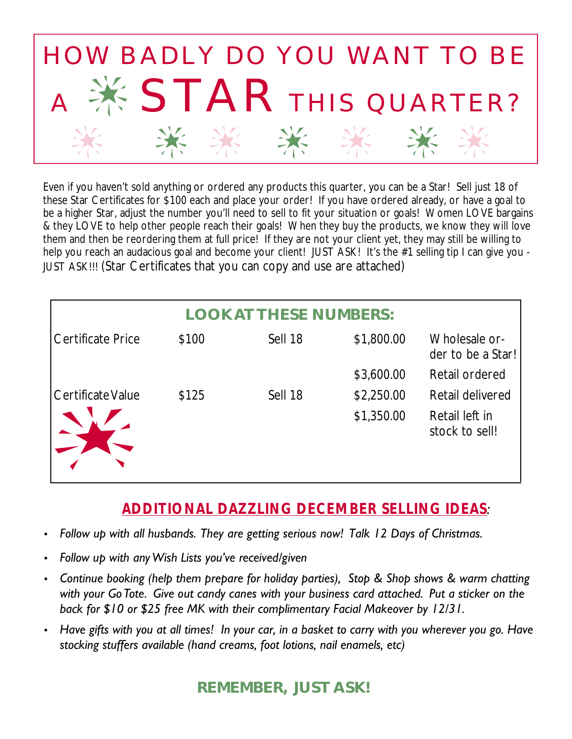# HOW BADLY DO YOU WANT TO BE A STAR THIS QUARTER?

Even if you haven't sold anything or ordered any products this quarter, you can be a Star! Sell just 18 of these Star Certificates for $100 each and place your order! If you have ordered already, or have a goal to be a higher Star, adjust the number you'll need to sell to fit your situation or goals! Women LOVE bargains & they LOVE to help other people reach their goals! When they buy the products, we know they will love them and then be reordering them at full price! If they are not your client yet, they may still be willing to help you reach an audacious goal and become your client! JUST ASK! It's the #1 selling tip I can give you - JUST ASK!!! (Star Certificates that you can copy and use are attached)

## LOOK AT THESE NUMBERS:

| | | | | |
|---|---|---|---|---|
| Certificate Price | $100 | Sell 18 | $1,800.00 | Wholesale order to be a Star! |
| | | | $3,600.00 | Retail ordered |
| Certificate Value | $125 | Sell 18 | $2,250.00 | Retail delivered |
| | | | $1,350.00 | Retail left in stock to sell! |

## ADDITIONAL DAZZLING DECEMBER SELLING IDEAS:

- *Follow up with all husbands. They are getting serious now! Talk 12 Days of Christmas.*
- *Follow up with any Wish Lists you've received/given*
- *Continue booking (help them prepare for holiday parties), Stop & Shop shows & warm chatting with your Go Tote. Give out candy canes with your business card attached. Put a sticker on the back for $10 or $25 free MK with their complimentary Facial Makeover by 12/31.*
- *Have gifts with you at all times! In your car, in a basket to carry with you wherever you go. Have stocking stuffers available (hand creams, foot lotions, nail enamels, etc)*

## REMEMBER, JUST ASK!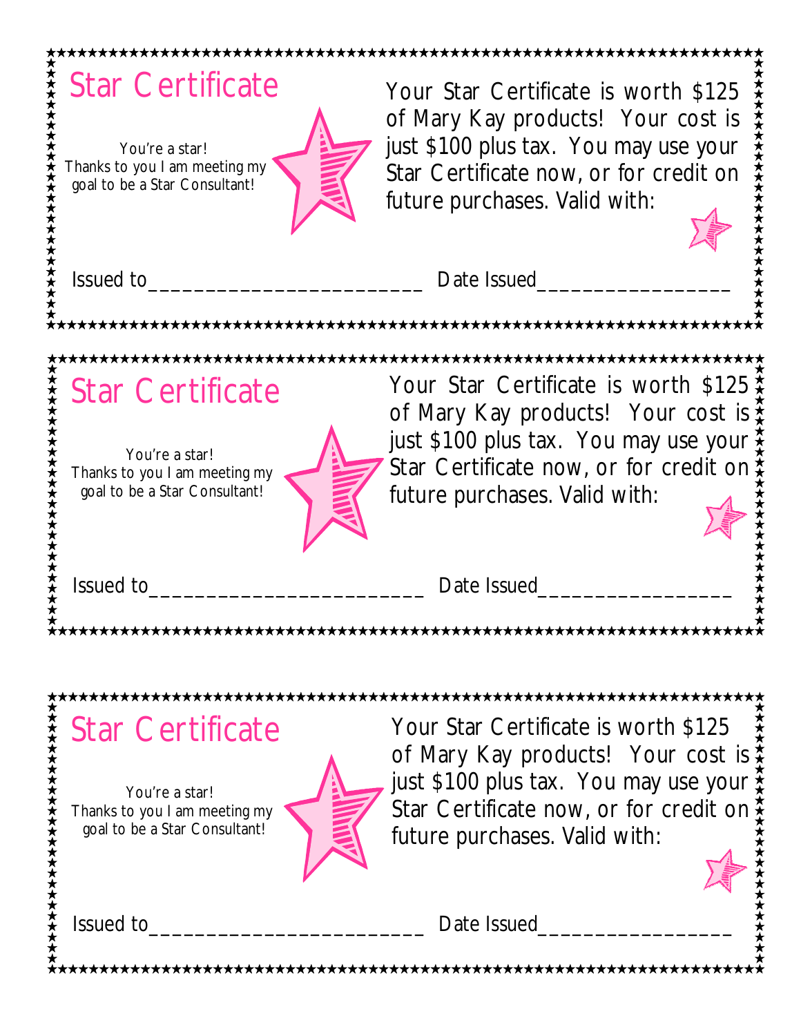## Star Certificate

You're a star!
Thanks to you I am meeting my goal to be a Star Consultant!

Your Star Certificate is worth $125 of Mary Kay products! Your cost is just $100 plus tax. You may use your Star Certificate now, or for credit on future purchases. Valid with:

Issued to________________________ Date Issued________________

---

## Star Certificate

You're a star!
Thanks to you I am meeting my goal to be a Star Consultant!

Your Star Certificate is worth $125 of Mary Kay products! Your cost is just $100 plus tax. You may use your Star Certificate now, or for credit on future purchases. Valid with:

Issued to________________________ Date Issued________________

---

## Star Certificate

You're a star!
Thanks to you I am meeting my goal to be a Star Consultant!

Your Star Certificate is worth $125 of Mary Kay products! Your cost is just $100 plus tax. You may use your Star Certificate now, or for credit on future purchases. Valid with:

Issued to________________________ Date Issued________________